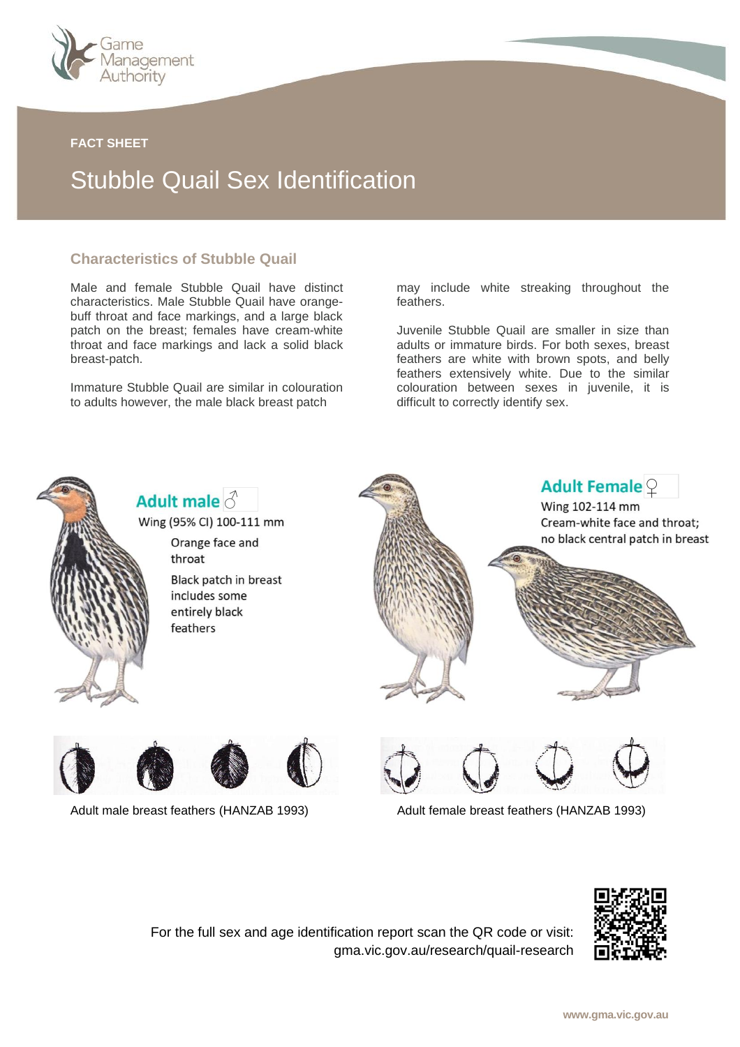FACT SHEET

# Stubble Quail Sex Identification

## Characteristics of Stubble Quail

Male and female Stubble Quail have distinct characteristics. Male Stubble Quail have orange-buff throat and face markings, and a large black patch on the breast; females have cream-white throat and face markings and lack a solid black breast-patch.

Immature Stubble Quail are similar in colouration to adults however, the male black breast patch may include white streaking throughout the feathers.

Juvenile Stubble Quail are smaller in size than adults or immature birds. For both sexes, breast feathers are white with brown spots, and belly feathers extensively white. Due to the similar colouration between sexes in juvenile, it is difficult to correctly identify sex.

**Adult male ♂**

Wing (95% CI) 100-111 mm

Orange face and throat

Black patch in breast includes some entirely black feathers

**Adult Female ♀**

Wing 102-114 mm

Cream-white face and throat; no black central patch in breast

Adult male breast feathers (HANZAB 1993)

Adult female breast feathers (HANZAB 1993)

For the full sex and age identification report scan the QR code or visit: gma.vic.gov.au/research/quail-research

www.gma.vic.gov.au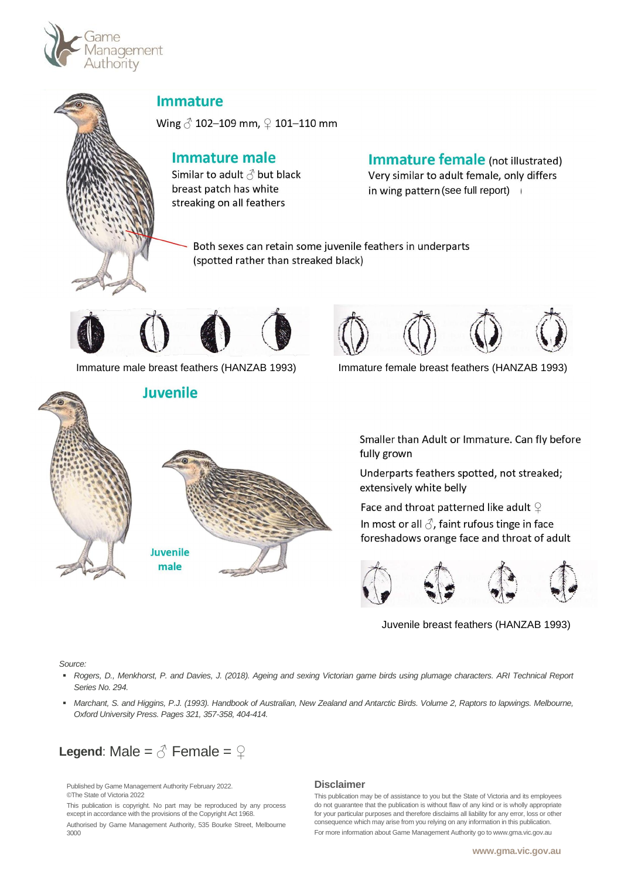## Immature

Wing ♂ 102–109 mm, ♀ 101–110 mm

### Immature male

Similar to adult ♂ but black breast patch has white streaking on all feathers

### Immature female (not illustrated)

Very similar to adult female, only differs in wing pattern (see full report)

Both sexes can retain some juvenile feathers in underparts (spotted rather than streaked black)

Immature male breast feathers (HANZAB 1993)

Immature female breast feathers (HANZAB 1993)

## Juvenile

Juvenile male

Smaller than Adult or Immature. Can fly before fully grown

Underparts feathers spotted, not streaked; extensively white belly

Face and throat patterned like adult ♀

In most or all ♂, faint rufous tinge in face foreshadows orange face and throat of adult

Juvenile breast feathers (HANZAB 1993)

*Source:*

- *Rogers, D., Menkhorst, P. and Davies, J. (2018). Ageing and sexing Victorian game birds using plumage characters. ARI Technical Report Series No. 294.*
- *Marchant, S. and Higgins, P.J. (1993). Handbook of Australian, New Zealand and Antarctic Birds. Volume 2, Raptors to lapwings. Melbourne, Oxford University Press. Pages 321, 357-358, 404-414.*

**Legend**: Male = ♂ Female = ♀

Published by Game Management Authority February 2022.
©The State of Victoria 2022

This publication is copyright. No part may be reproduced by any process except in accordance with the provisions of the Copyright Act 1968.

Authorised by Game Management Authority, 535 Bourke Street, Melbourne 3000

**Disclaimer**

This publication may be of assistance to you but the State of Victoria and its employees do not guarantee that the publication is without flaw of any kind or is wholly appropriate for your particular purposes and therefore disclaims all liability for any error, loss or other consequence which may arise from you relying on any information in this publication.

For more information about Game Management Authority go to www.gma.vic.gov.au

www.gma.vic.gov.au